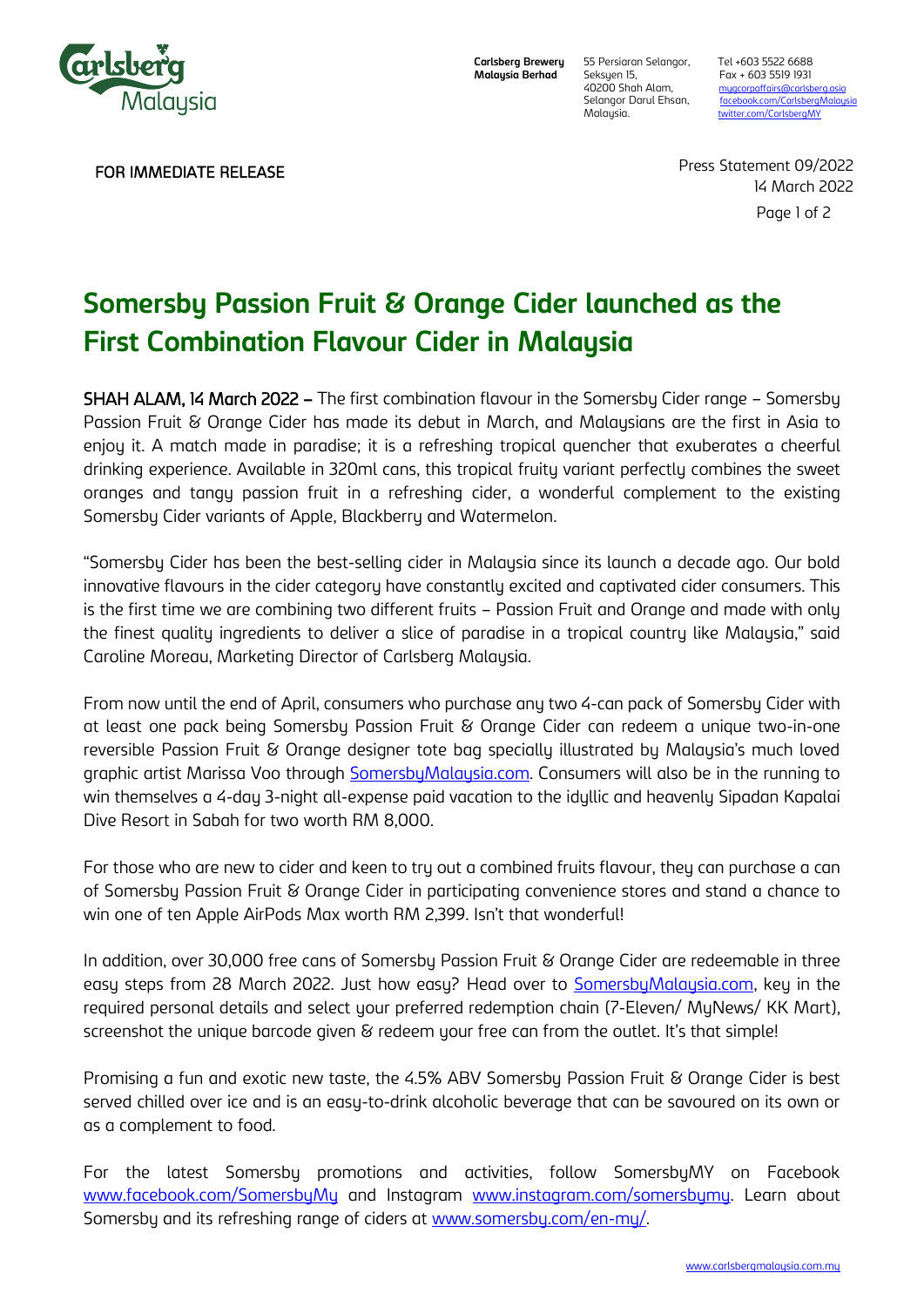Carlsberg Brewery Malaysia Berhad
55 Persiaran Selangor, Seksyen 15, 40200 Shah Alam, Selangor Darul Ehsan, Malaysia.
Tel +603 5522 6688
Fax + 603 5519 1931
mycorpaffairs@carlsberg.asia
facebook.com/CarlsbergMalaysia
twitter.com/CarlsbergMY

FOR IMMEDIATE RELEASE

Press Statement 09/2022
14 March 2022

# Somersby Passion Fruit & Orange Cider launched as the First Combination Flavour Cider in Malaysia

**SHAH ALAM, 14 March 2022 –** The first combination flavour in the Somersby Cider range – Somersby Passion Fruit & Orange Cider has made its debut in March, and Malaysians are the first in Asia to enjoy it. A match made in paradise; it is a refreshing tropical quencher that exuberates a cheerful drinking experience. Available in 320ml cans, this tropical fruity variant perfectly combines the sweet oranges and tangy passion fruit in a refreshing cider, a wonderful complement to the existing Somersby Cider variants of Apple, Blackberry and Watermelon.

"Somersby Cider has been the best-selling cider in Malaysia since its launch a decade ago. Our bold innovative flavours in the cider category have constantly excited and captivated cider consumers. This is the first time we are combining two different fruits – Passion Fruit and Orange and made with only the finest quality ingredients to deliver a slice of paradise in a tropical country like Malaysia," said Caroline Moreau, Marketing Director of Carlsberg Malaysia.

From now until the end of April, consumers who purchase any two 4-can pack of Somersby Cider with at least one pack being Somersby Passion Fruit & Orange Cider can redeem a unique two-in-one reversible Passion Fruit & Orange designer tote bag specially illustrated by Malaysia's much loved graphic artist Marissa Voo through SomersbyMalaysia.com. Consumers will also be in the running to win themselves a 4-day 3-night all-expense paid vacation to the idyllic and heavenly Sipadan Kapalai Dive Resort in Sabah for two worth RM 8,000.

For those who are new to cider and keen to try out a combined fruits flavour, they can purchase a can of Somersby Passion Fruit & Orange Cider in participating convenience stores and stand a chance to win one of ten Apple AirPods Max worth RM 2,399. Isn't that wonderful!

In addition, over 30,000 free cans of Somersby Passion Fruit & Orange Cider are redeemable in three easy steps from 28 March 2022. Just how easy? Head over to SomersbyMalaysia.com, key in the required personal details and select your preferred redemption chain (7-Eleven/ MyNews/ KK Mart), screenshot the unique barcode given & redeem your free can from the outlet. It's that simple!

Promising a fun and exotic new taste, the 4.5% ABV Somersby Passion Fruit & Orange Cider is best served chilled over ice and is an easy-to-drink alcoholic beverage that can be savoured on its own or as a complement to food.

For the latest Somersby promotions and activities, follow SomersbyMY on Facebook www.facebook.com/SomersbyMy and Instagram www.instagram.com/somersbymy. Learn about Somersby and its refreshing range of ciders at www.somersby.com/en-my/.

www.carlsbergmalaysia.com.my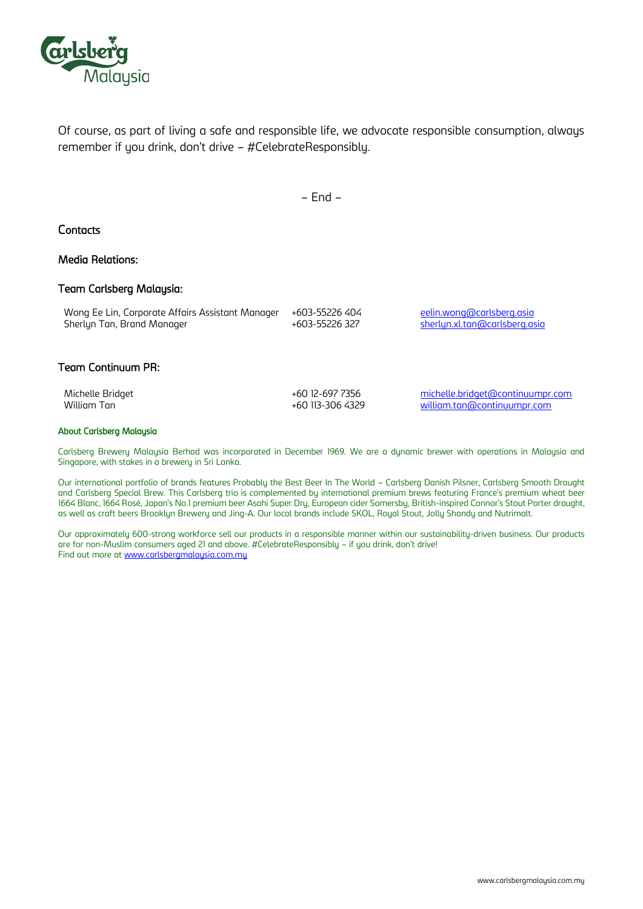Of course, as part of living a safe and responsible life, we advocate responsible consumption, always remember if you drink, don't drive – #CelebrateResponsibly.

– End –

## Contacts

### Media Relations:

### Team Carlsberg Malaysia:

| | | |
|---|---|---|
| Wong Ee Lin, Corporate Affairs Assistant Manager | +603-55226 404 | eelin.wong@carlsberg.asia |
| Sherlyn Tan, Brand Manager | +603-55226 327 | sherlyn.xl.tan@carlsberg.asia |

### Team Continuum PR:

| | | |
|---|---|---|
| Michelle Bridget | +60 12-697 7356 | michelle.bridget@continuumpr.com |
| William Tan | +60 113-306 4329 | william.tan@continuumpr.com |

**About Carlsberg Malaysia**

Carlsberg Brewery Malaysia Berhad was incorporated in December 1969. We are a dynamic brewer with operations in Malaysia and Singapore, with stakes in a brewery in Sri Lanka.

Our international portfolio of brands features Probably the Best Beer In The World – Carlsberg Danish Pilsner, Carlsberg Smooth Draught and Carlsberg Special Brew. This Carlsberg trio is complemented by international premium brews featuring France's premium wheat beer 1664 Blanc, 1664 Rosé, Japan's No.1 premium beer Asahi Super Dry, European cider Somersby, British-inspired Connor's Stout Porter draught, as well as craft beers Brooklyn Brewery and Jing-A. Our local brands include SKOL, Royal Stout, Jolly Shandy and Nutrimalt.

Our approximately 600-strong workforce sell our products in a responsible manner within our sustainability-driven business. Our products are for non-Muslim consumers aged 21 and above. #CelebrateResponsibly – if you drink, don't drive!
Find out more at www.carlsbergmalaysia.com.my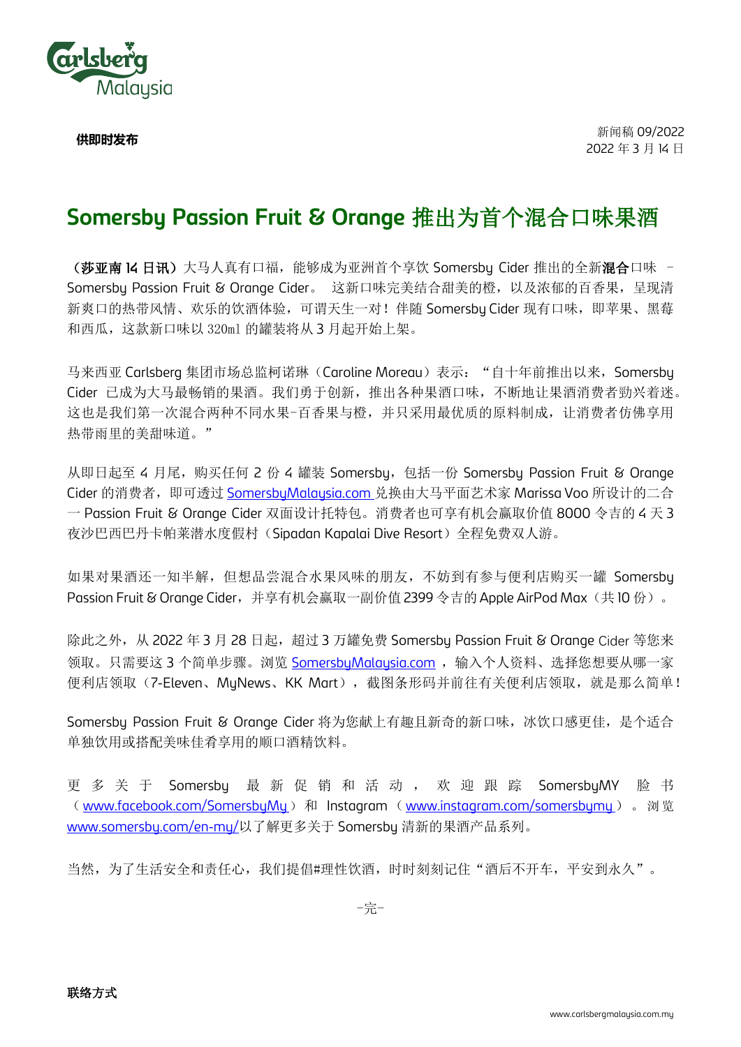**供即时发布**

新闻稿 09/2022
2022 年 3 月 14 日

# Somersby Passion Fruit & Orange 推出为首个混合口味果酒

**（莎亚南 14 日讯）**大马人真有口福，能够成为亚洲首个享饮 Somersby Cider 推出的全新**混合**口味 – Somersby Passion Fruit & Orange Cider。 这新口味完美结合甜美的橙，以及浓郁的百香果，呈现清新爽口的热带风情、欢乐的饮酒体验，可谓天生一对！伴随 Somersby Cider 现有口味，即苹果、黑莓和西瓜，这款新口味以 320ml 的罐装将从 3 月起开始上架。

马来西亚 Carlsberg 集团市场总监柯诺琳（Caroline Moreau）表示：“自十年前推出以来，Somersby Cider 已成为大马最畅销的果酒。我们勇于创新，推出各种果酒口味，不断地让果酒消费者勁兴着迷。这也是我们第一次混合两种不同水果-百香果与橙，并只采用最优质的原料制成，让消费者仿佛享用热带雨里的美甜味道。”

从即日起至 4 月尾，购买任何 2 份 4 罐装 Somersby，包括一份 Somersby Passion Fruit & Orange Cider 的消费者，即可透过 SomersbyMalaysia.com 兑换由大马平面艺术家 Marissa Voo 所设计的二合一 Passion Fruit & Orange Cider 双面设计托特包。消费者也可享有机会赢取价值 8000 令吉的 4 天 3 夜沙巴西巴丹卡帕莱潜水度假村（Sipadan Kapalai Dive Resort）全程免费双人游。

如果对果酒还一知半解，但想品尝混合水果风味的朋友，不妨到有参与便利店购买一罐 Somersby Passion Fruit & Orange Cider，并享有机会赢取一副价值 2399 令吉的 Apple AirPod Max（共 10 份）。

除此之外，从 2022 年 3 月 28 日起，超过 3 万罐免费 Somersby Passion Fruit & Orange Cider 等您来领取。只需要这 3 个简单步骤。浏览 SomersbyMalaysia.com ，输入个人资料、选择您想要从哪一家便利店领取（7-Eleven、MyNews、KK Mart），截图条形码并前往有关便利店领取，就是那么简单！

Somersby Passion Fruit & Orange Cider 将为您献上有趣且新奇的新口味，冰饮口感更佳，是个适合单独饮用或搭配美味佳肴享用的顺口酒精饮料。

更多关于 Somersby 最新促销和活动，欢迎跟踪 SomersbyMY 脸书（www.facebook.com/SomersbyMy）和 Instagram（www.instagram.com/somersbymy）。浏览 www.somersby.com/en-my/以了解更多关于 Somersby 清新的果酒产品系列。

当然，为了生活安全和责任心，我们提倡#理性饮酒，时时刻刻记住“酒后不开车，平安到永久”。

-完-

**联络方式**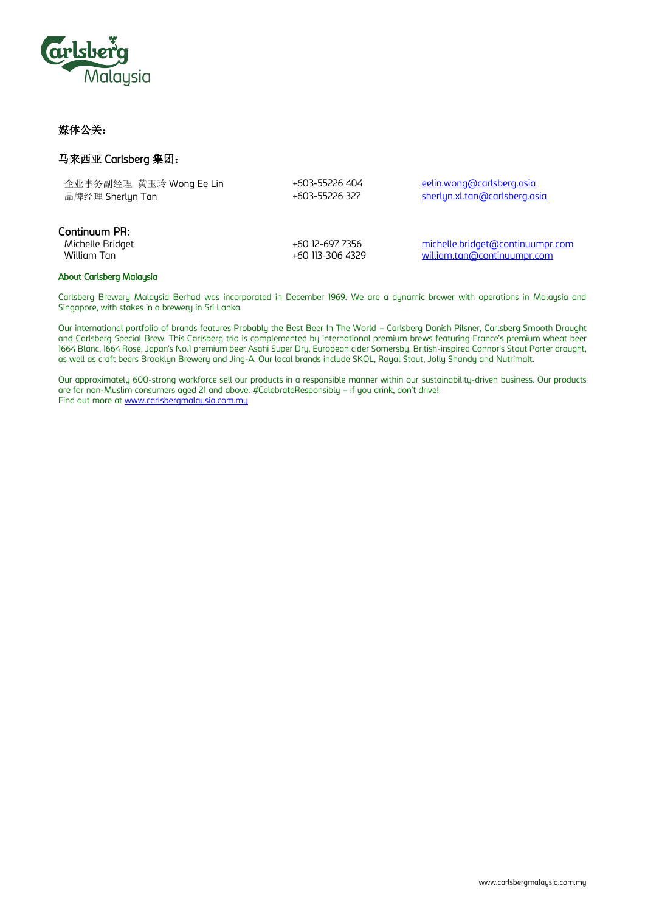**媒体公关：**

**马来西亚 Carlsberg 集团：**

| | | |
|---|---|---|
| 企业事务副经理 黄玉玲 Wong Ee Lin | +603-55226 404 | eelin.wong@carlsberg.asia |
| 品牌经理 Sherlyn Tan | +603-55226 327 | sherlyn.xl.tan@carlsberg.asia |

**Continuum PR:**

| | | |
|---|---|---|
| Michelle Bridget | +60 12-697 7356 | michelle.bridget@continuumpr.com |
| William Tan | +60 113-306 4329 | william.tan@continuumpr.com |

**About Carlsberg Malaysia**

Carlsberg Brewery Malaysia Berhad was incorporated in December 1969. We are a dynamic brewer with operations in Malaysia and Singapore, with stakes in a brewery in Sri Lanka.

Our international portfolio of brands features Probably the Best Beer In The World – Carlsberg Danish Pilsner, Carlsberg Smooth Draught and Carlsberg Special Brew. This Carlsberg trio is complemented by international premium brews featuring France's premium wheat beer 1664 Blanc, 1664 Rosé, Japan's No.1 premium beer Asahi Super Dry, European cider Somersby, British-inspired Connor's Stout Porter draught, as well as craft beers Brooklyn Brewery and Jing-A. Our local brands include SKOL, Royal Stout, Jolly Shandy and Nutrimalt.

Our approximately 600-strong workforce sell our products in a responsible manner within our sustainability-driven business. Our products are for non-Muslim consumers aged 21 and above. #CelebrateResponsibly – if you drink, don't drive!
Find out more at www.carlsbergmalaysia.com.my